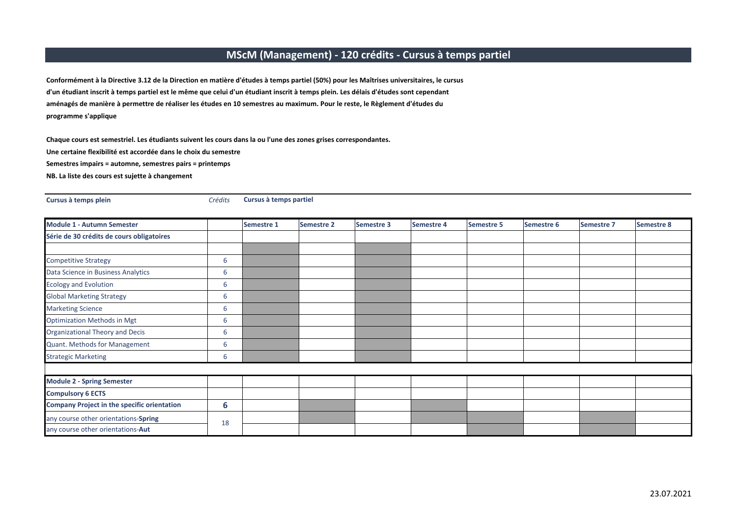# MScM (Management) - 120 crédits - Cursus à temps partiel

**Conformément à la Directive 3.12 de la Direction en matière d'études à temps partiel (50%) pour les Maîtrises universitaires, le cursus d'un étudiant inscrit à temps partiel est le même que celui d'un étudiant inscrit à temps plein. Les délais d'études sont cependant aménagés de manière à permettre de réaliser les études en 10 semestres au maximum. Pour le reste, le Règlement d'études du programme s'applique**

**Chaque cours est semestriel. Les étudiants suivent les cours dans la ou l'une des zones grises correspondantes.**

**Une certaine flexibilité est accordée dans le choix du semestre**

**Semestres impairs = automne, semestres pairs = printemps**

**NB. La liste des cours est sujette à changement**

(■ = zone grise)

| **Cursus à temps plein** | *Crédits* | **Cursus à temps partiel** | | | | | | | |
|---|---|---|---|---|---|---|---|---|---|
| **Module 1 - Autumn Semester** | | **Semestre 1** | **Semestre 2** | **Semestre 3** | **Semestre 4** | **Semestre 5** | **Semestre 6** | **Semestre 7** | **Semestre 8** |
| **Série de 30 crédits de cours obligatoires** | | | | | | | | | |
| | | ■ | | ■ | | | | | |
| Competitive Strategy | 6 | ■ | | ■ | | | | | |
| Data Science in Business Analytics | 6 | ■ | | ■ | | | | | |
| Ecology and Evolution | 6 | ■ | | ■ | | | | | |
| Global Marketing Strategy | 6 | ■ | | ■ | | | | | |
| Marketing Science | 6 | ■ | | ■ | | | | | |
| Optimization Methods in Mgt | 6 | ■ | | ■ | | | | | |
| Organizational Theory and Decis | 6 | ■ | | ■ | | | | | |
| Quant. Methods for Management | 6 | ■ | | ■ | | | | | |
| Strategic Marketing | 6 | ■ | | ■ | | | | | |
| | | | | | | | | | |
| **Module 2 - Spring Semester** | | | | | | | | | |
| **Compulsory 6 ECTS** | | | | | | | | | |
| **Company Project in the specific orientation** | **6** | | ■ | | ■ | | | | |
| any course other orientations-**Spring** | 18 | | ■ | | ■ | ■ | | ■ | |
| any course other orientations-**Aut** | | | | | | ■ | | ■ | |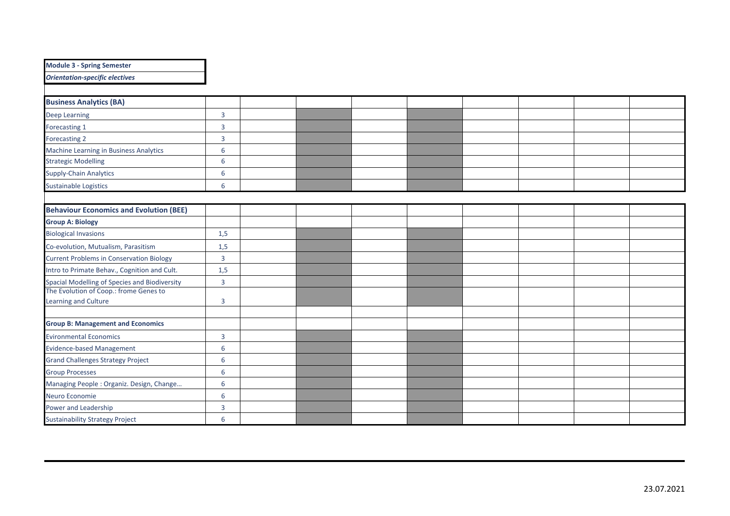| **Module 3 - Spring Semester** |
| --- |
| ***Orientation-specific electives*** |

| **Business Analytics (BA)** | | | | | | | | | |
| --- | --- | --- | --- | --- | --- | --- | --- | --- | --- |
| Deep Learning | 3 | | | | | | | | |
| Forecasting 1 | 3 | | | | | | | | |
| Forecasting 2 | 3 | | | | | | | | |
| Machine Learning in Business Analytics | 6 | | | | | | | | |
| Strategic Modelling | 6 | | | | | | | | |
| Supply-Chain Analytics | 6 | | | | | | | | |
| Sustainable Logistics | 6 | | | | | | | | |

| **Behaviour Economics and Evolution (BEE)** | | | | | | | | | |
| --- | --- | --- | --- | --- | --- | --- | --- | --- | --- |
| **Group A: Biology** | | | | | | | | | |
| Biological Invasions | 1,5 | | | | | | | | |
| Co-evolution, Mutualism, Parasitism | 1,5 | | | | | | | | |
| Current Problems in Conservation Biology | 3 | | | | | | | | |
| Intro to Primate Behav., Cognition and Cult. | 1,5 | | | | | | | | |
| Spacial Modelling of Species and Biodiversity | 3 | | | | | | | | |
| The Evolution of Coop.: frome Genes to Learning and Culture | 3 | | | | | | | | |
| | | | | | | | | | |
| **Group B: Management and Economics** | | | | | | | | | |
| Evironmental Economics | 3 | | | | | | | | |
| Evidence-based Management | 6 | | | | | | | | |
| Grand Challenges Strategy Project | 6 | | | | | | | | |
| Group Processes | 6 | | | | | | | | |
| Managing People : Organiz. Design, Change… | 6 | | | | | | | | |
| Neuro Economie | 6 | | | | | | | | |
| Power and Leadership | 3 | | | | | | | | |
| Sustainability Strategy Project | 6 | | | | | | | | |

23.07.2021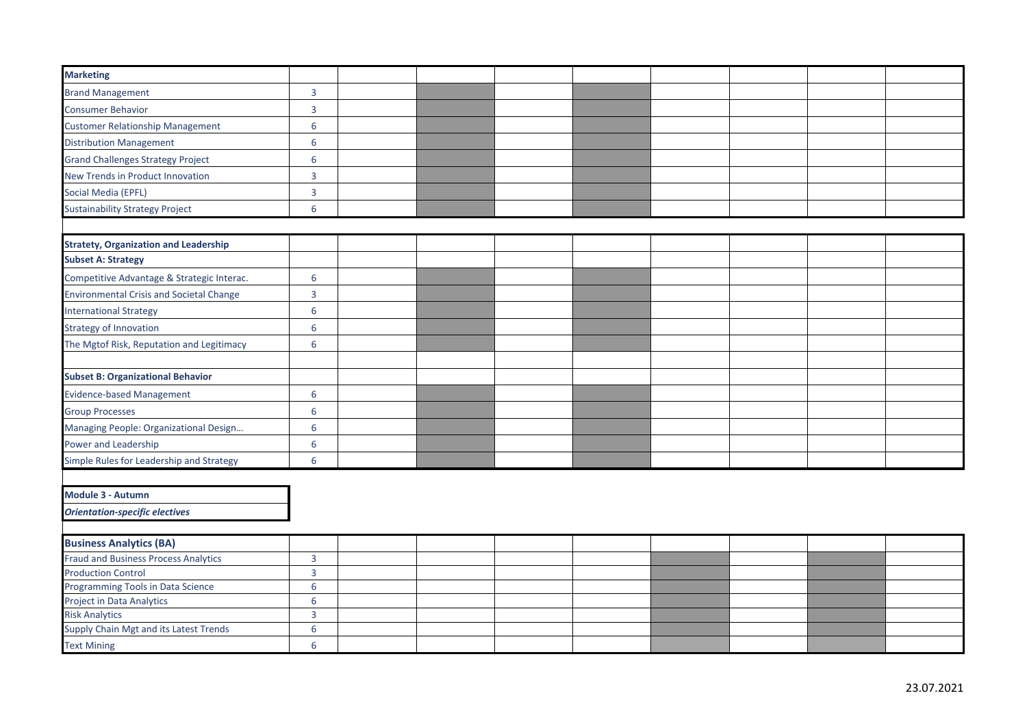| Marketing | | | | | | | | | |
|---|---|---|---|---|---|---|---|---|---|
| Brand Management | 3 | | | | | | | | |
| Consumer Behavior | 3 | | | | | | | | |
| Customer Relationship Management | 6 | | | | | | | | |
| Distribution Management | 6 | | | | | | | | |
| Grand Challenges Strategy Project | 6 | | | | | | | | |
| New Trends in Product Innovation | 3 | | | | | | | | |
| Social Media (EPFL) | 3 | | | | | | | | |
| Sustainability Strategy Project | 6 | | | | | | | | |

| Stratety, Organization and Leadership | | | | | | | | | |
|---|---|---|---|---|---|---|---|---|---|
| **Subset A: Strategy** | | | | | | | | | |
| Competitive Advantage & Strategic Interac. | 6 | | | | | | | | |
| Environmental Crisis and Societal Change | 3 | | | | | | | | |
| International Strategy | 6 | | | | | | | | |
| Strategy of Innovation | 6 | | | | | | | | |
| The Mgtof Risk, Reputation and Legitimacy | 6 | | | | | | | | |
| | | | | | | | | | |
| **Subset B: Organizational Behavior** | | | | | | | | | |
| Evidence-based Management | 6 | | | | | | | | |
| Group Processes | 6 | | | | | | | | |
| Managing People: Organizational Design… | 6 | | | | | | | | |
| Power and Leadership | 6 | | | | | | | | |
| Simple Rules for Leadership and Strategy | 6 | | | | | | | | |

**Module 3 - Autumn**

***Orientation-specific electives***

| Business Analytics (BA) | | | | | | | | | |
|---|---|---|---|---|---|---|---|---|---|
| Fraud and Business Process Analytics | 3 | | | | | | | | |
| Production Control | 3 | | | | | | | | |
| Programming Tools in Data Science | 6 | | | | | | | | |
| Project in Data Analytics | 6 | | | | | | | | |
| Risk Analytics | 3 | | | | | | | | |
| Supply Chain Mgt and its Latest Trends | 6 | | | | | | | | |
| Text Mining | 6 | | | | | | | | |

23.07.2021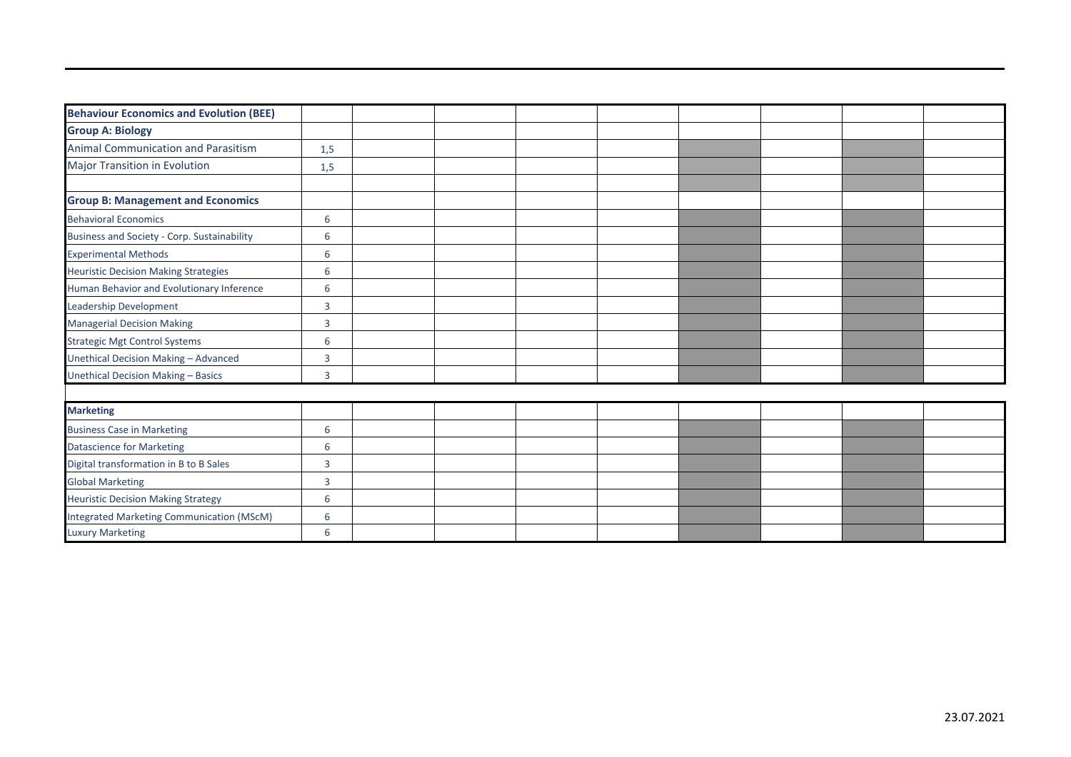| Behaviour Economics and Evolution (BEE) | | | | | | | | | |
|---|---|---|---|---|---|---|---|---|---|
| **Group A: Biology** | | | | | | | | | |
| Animal Communication and Parasitism | 1,5 | | | | | | | | |
| Major Transition in Evolution | 1,5 | | | | | | | | |
| | | | | | | | | | |
| **Group B: Management and Economics** | | | | | | | | | |
| Behavioral Economics | 6 | | | | | | | | |
| Business and Society - Corp. Sustainability | 6 | | | | | | | | |
| Experimental Methods | 6 | | | | | | | | |
| Heuristic Decision Making Strategies | 6 | | | | | | | | |
| Human Behavior and Evolutionary Inference | 6 | | | | | | | | |
| Leadership Development | 3 | | | | | | | | |
| Managerial Decision Making | 3 | | | | | | | | |
| Strategic Mgt Control Systems | 6 | | | | | | | | |
| Unethical Decision Making – Advanced | 3 | | | | | | | | |
| Unethical Decision Making – Basics | 3 | | | | | | | | |

| Marketing | | | | | | | | | |
|---|---|---|---|---|---|---|---|---|---|
| Business Case in Marketing | 6 | | | | | | | | |
| Datascience for Marketing | 6 | | | | | | | | |
| Digital transformation in B to B Sales | 3 | | | | | | | | |
| Global Marketing | 3 | | | | | | | | |
| Heuristic Decision Making Strategy | 6 | | | | | | | | |
| Integrated Marketing Communication (MScM) | 6 | | | | | | | | |
| Luxury Marketing | 6 | | | | | | | | |

23.07.2021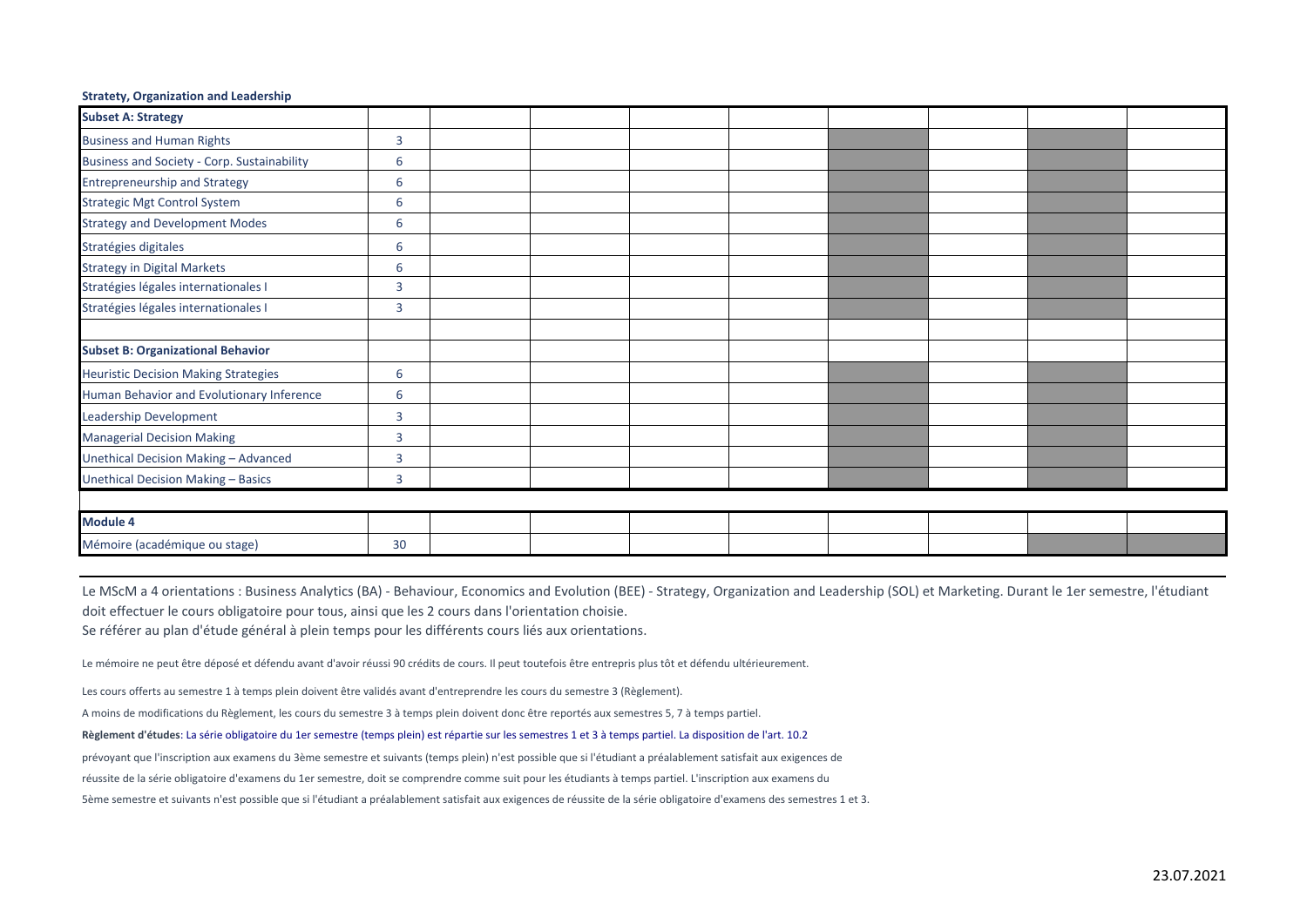**Stratety, Organization and Leadership**

| | | | | | | | | | |
|---|---|---|---|---|---|---|---|---|---|
| **Subset A: Strategy** | | | | | | | | | |
| Business and Human Rights | 3 | | | | | | | | |
| Business and Society - Corp. Sustainability | 6 | | | | | | | | |
| Entrepreneurship and Strategy | 6 | | | | | | | | |
| Strategic Mgt Control System | 6 | | | | | | | | |
| Strategy and Development Modes | 6 | | | | | | | | |
| Stratégies digitales | 6 | | | | | | | | |
| Strategy in Digital Markets | 6 | | | | | | | | |
| Stratégies légales internationales I | 3 | | | | | | | | |
| Stratégies légales internationales I | 3 | | | | | | | | |
| | | | | | | | | | |
| **Subset B: Organizational Behavior** | | | | | | | | | |
| Heuristic Decision Making Strategies | 6 | | | | | | | | |
| Human Behavior and Evolutionary Inference | 6 | | | | | | | | |
| Leadership Development | 3 | | | | | | | | |
| Managerial Decision Making | 3 | | | | | | | | |
| Unethical Decision Making – Advanced | 3 | | | | | | | | |
| Unethical Decision Making – Basics | 3 | | | | | | | | |

| | | | | | | | | | |
|---|---|---|---|---|---|---|---|---|---|
| **Module 4** | | | | | | | | | |
| Mémoire (académique ou stage) | 30 | | | | | | | | |

Le MScM a 4 orientations : Business Analytics (BA) - Behaviour, Economics and Evolution (BEE) - Strategy, Organization and Leadership (SOL) et Marketing. Durant le 1er semestre, l'étudiant doit effectuer le cours obligatoire pour tous, ainsi que les 2 cours dans l'orientation choisie.
Se référer au plan d'étude général à plein temps pour les différents cours liés aux orientations.

Le mémoire ne peut être déposé et défendu avant d'avoir réussi 90 crédits de cours. Il peut toutefois être entrepris plus tôt et défendu ultérieurement.

Les cours offerts au semestre 1 à temps plein doivent être validés avant d'entreprendre les cours du semestre 3 (Règlement).

A moins de modifications du Règlement, les cours du semestre 3 à temps plein doivent donc être reportés aux semestres 5, 7 à temps partiel.

**Règlement d'études**: La série obligatoire du 1er semestre (temps plein) est répartie sur les semestres 1 et 3 à temps partiel. La disposition de l'art. 10.2 prévoyant que l'inscription aux examens du 3ème semestre et suivants (temps plein) n'est possible que si l'étudiant a préalablement satisfait aux exigences de réussite de la série obligatoire d'examens du 1er semestre, doit se comprendre comme suit pour les étudiants à temps partiel. L'inscription aux examens du 5ème semestre et suivants n'est possible que si l'étudiant a préalablement satisfait aux exigences de réussite de la série obligatoire d'examens des semestres 1 et 3.

23.07.2021